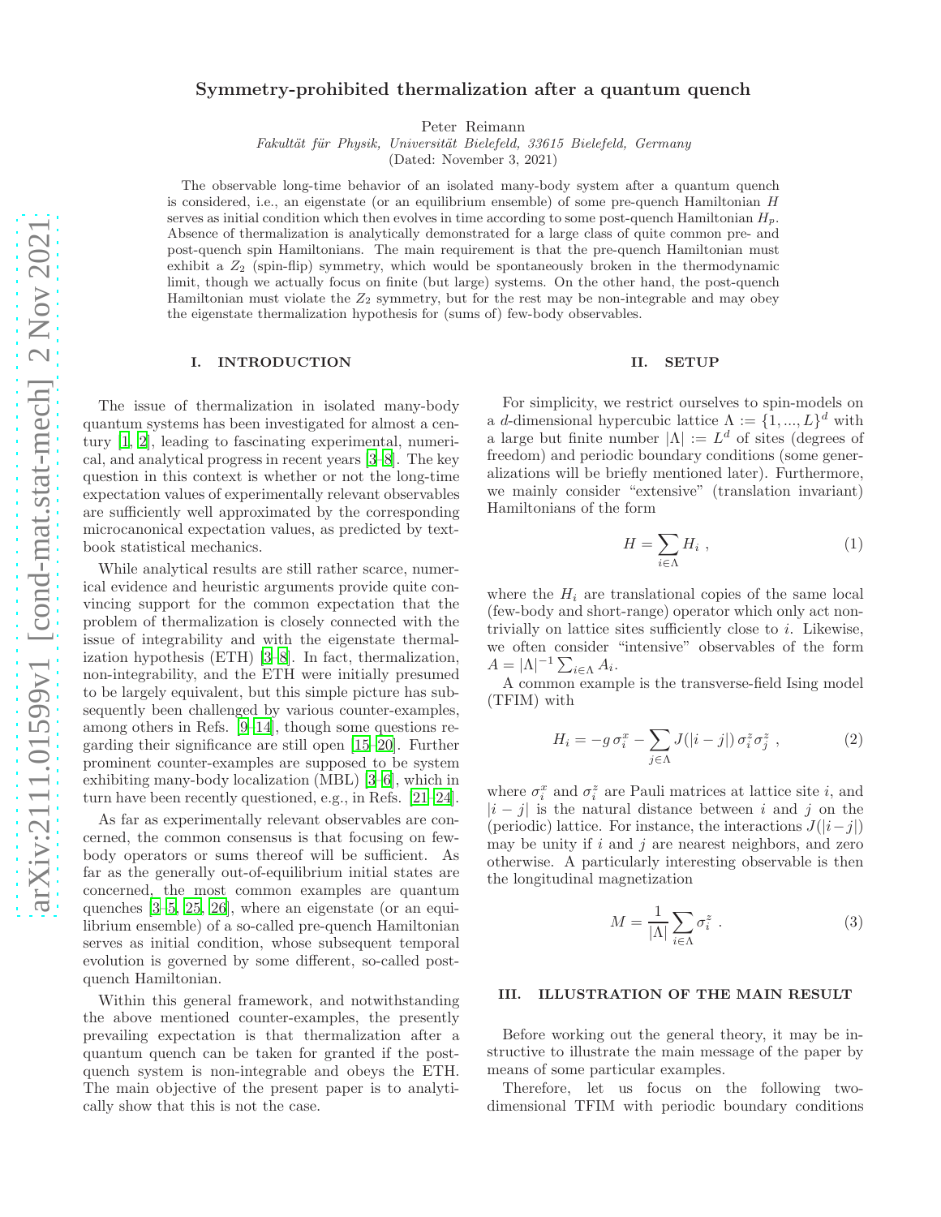# Symmetry-prohibited thermalization after a quantum quench

Peter Reimann

*Fakultät für Physik, Universität Bielefeld, 33615 Bielefeld, Germany*

(Dated: November 3, 2021)

The observable long-time behavior of an isolated many-body system after a quantum quench is considered, i.e., an eigenstate (or an equilibrium ensemble) of some pre-quench Hamiltonian $H$ serves as initial condition which then evolves in time according to some post-quench Hamiltonian $H_p$. Absence of thermalization is analytically demonstrated for a large class of quite common pre- and post-quench spin Hamiltonians. The main requirement is that the pre-quench Hamiltonian must exhibit a $Z_2$ (spin-flip) symmetry, which would be spontaneously broken in the thermodynamic limit, though we actually focus on finite (but large) systems. On the other hand, the post-quench Hamiltonian must violate the $Z_2$ symmetry, but for the rest may be non-integrable and may obey the eigenstate thermalization hypothesis for (sums of) few-body observables.

## I. INTRODUCTION

The issue of thermalization in isolated many-body quantum systems has been investigated for almost a century [1, 2], leading to fascinating experimental, numerical, and analytical progress in recent years [3–8]. The key question in this context is whether or not the long-time expectation values of experimentally relevant observables are sufficiently well approximated by the corresponding microcanonical expectation values, as predicted by textbook statistical mechanics.

While analytical results are still rather scarce, numerical evidence and heuristic arguments provide quite convincing support for the common expectation that the problem of thermalization is closely connected with the issue of integrability and with the eigenstate thermalization hypothesis (ETH) [3–8]. In fact, thermalization, non-integrability, and the ETH were initially presumed to be largely equivalent, but this simple picture has subsequently been challenged by various counter-examples, among others in Refs. [9–14], though some questions regarding their significance are still open [15–20]. Further prominent counter-examples are supposed to be system exhibiting many-body localization (MBL) [3–6], which in turn have been recently questioned, e.g., in Refs. [21–24].

As far as experimentally relevant observables are concerned, the common consensus is that focusing on few-body operators or sums thereof will be sufficient. As far as the generally out-of-equilibrium initial states are concerned, the most common examples are quantum quenches [3–5, 25, 26], where an eigenstate (or an equilibrium ensemble) of a so-called pre-quench Hamiltonian serves as initial condition, whose subsequent temporal evolution is governed by some different, so-called post-quench Hamiltonian.

Within this general framework, and notwithstanding the above mentioned counter-examples, the presently prevailing expectation is that thermalization after a quantum quench can be taken for granted if the post-quench system is non-integrable and obeys the ETH. The main objective of the present paper is to analytically show that this is not the case.

## II. SETUP

For simplicity, we restrict ourselves to spin-models on a $d$-dimensional hypercubic lattice $\Lambda := \{1, ..., L\}^d$ with a large but finite number $|\Lambda| := L^d$ of sites (degrees of freedom) and periodic boundary conditions (some generalizations will be briefly mentioned later). Furthermore, we mainly consider "extensive" (translation invariant) Hamiltonians of the form

$$H = \sum_{i \in \Lambda} H_i \ , \tag{1}$$

where the $H_i$ are translational copies of the same local (few-body and short-range) operator which only act non-trivially on lattice sites sufficiently close to $i$. Likewise, we often consider "intensive" observables of the form $A = |\Lambda|^{-1} \sum_{i \in \Lambda} A_i$.

A common example is the transverse-field Ising model (TFIM) with

$$H_i = -g\, \sigma_i^x - \sum_{j \in \Lambda} J(|i-j|)\, \sigma_i^z \sigma_j^z \ , \tag{2}$$

where $\sigma_i^x$ and $\sigma_i^z$ are Pauli matrices at lattice site $i$, and $|i-j|$ is the natural distance between $i$ and $j$ on the (periodic) lattice. For instance, the interactions $J(|i-j|)$ may be unity if $i$ and $j$ are nearest neighbors, and zero otherwise. A particularly interesting observable is then the longitudinal magnetization

$$M = \frac{1}{|\Lambda|} \sum_{i \in \Lambda} \sigma_i^z \ . \tag{3}$$

## III. ILLUSTRATION OF THE MAIN RESULT

Before working out the general theory, it may be instructive to illustrate the main message of the paper by means of some particular examples.

Therefore, let us focus on the following two-dimensional TFIM with periodic boundary conditions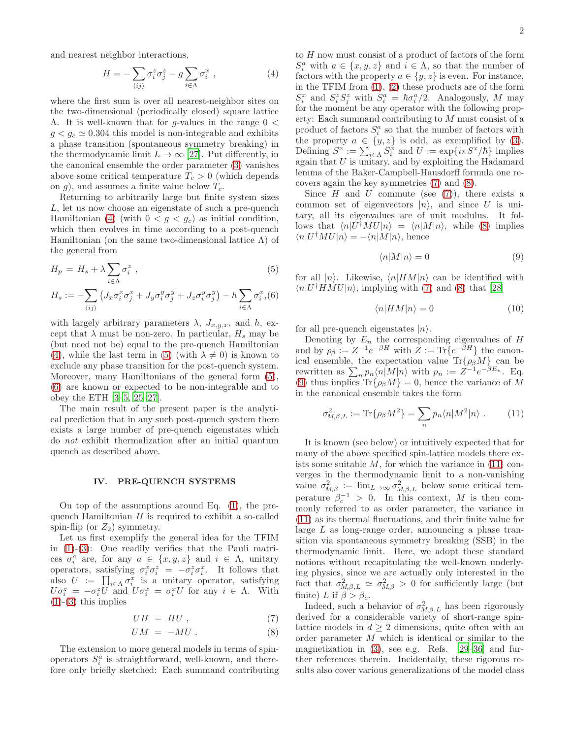and nearest neighbor interactions,

$$H = -\sum_{\langle ij\rangle} \sigma_i^z \sigma_j^z - g \sum_{i\in\Lambda} \sigma_i^x \ , \tag{4}$$

where the first sum is over all nearest-neighbor sites on the two-dimensional (periodically closed) square lattice $\Lambda$. It is well-known that for $g$-values in the range $0 < g < g_c \simeq 0.304$ this model is non-integrable and exhibits a phase transition (spontaneous symmetry breaking) in the thermodynamic limit $L \to \infty$ [27]. Put differently, in the canonical ensemble the order parameter (3) vanishes above some critical temperature $T_c > 0$ (which depends on $g$), and assumes a finite value below $T_c$.

Returning to arbitrarily large but finite system sizes $L$, let us now choose an eigenstate of such a pre-quench Hamiltonian (4) (with $0 < g < g_c$) as initial condition, which then evolves in time according to a post-quench Hamiltonian (on the same two-dimensional lattice $\Lambda$) of the general from

$$H_p \,=\, H_s + \lambda \sum_{i\in\Lambda} \sigma_i^z \ , \tag{5}$$

$$H_s := -\sum_{\langle ij\rangle} \left(J_x \sigma_i^x \sigma_j^x + J_y \sigma_i^y \sigma_j^y + J_z \sigma_i^y \sigma_j^y\right) - h \sum_{i\in\Lambda} \sigma_i^x, \tag{6}$$

with largely arbitrary parameters $\lambda$, $J_{x,y,x}$, and $h$, except that $\lambda$ must be non-zero. In particular, $H_s$ may be (but need not be) equal to the pre-quench Hamiltonian (4), while the last term in (5) (with $\lambda \neq 0$) is known to exclude any phase transition for the post-quench system. Moreover, many Hamiltonians of the general form (5), (6) are known or expected to be non-integrable and to obey the ETH [3–5, 25–27].

The main result of the present paper is the analytical prediction that in any such post-quench system there exists a large number of pre-quench eigenstates which do *not* exhibit thermalization after an initial quantum quench as described above.

## IV. PRE-QUENCH SYSTEMS

On top of the assumptions around Eq. (1), the pre-quench Hamiltonian $H$ is required to exhibit a so-called spin-flip (or $Z_2$) symmetry.

Let us first exemplify the general idea for the TFIM in (1)-(3): One readily verifies that the Pauli matrices $\sigma_i^a$ are, for any $a \in \{x, y, z\}$ and $i \in \Lambda$, unitary operators, satisfying $\sigma_i^x \sigma_i^z = -\sigma_i^z \sigma_i^x$. It follows that also $U := \prod_{i\in\Lambda} \sigma_i^x$ is a unitary operator, satisfying $U\sigma_i^z = -\sigma_i^z U$ and $U\sigma_i^x = \sigma_i^x U$ for any $i \in \Lambda$. With (1)-(3) this implies

$$UH \,=\, HU \ , \tag{7}$$

$$UM \,=\, -MU \ . \tag{8}$$

The extension to more general models in terms of spin-operators $S_i^a$ is straightforward, well-known, and therefore only briefly sketched: Each summand contributing to $H$ now must consist of a product of factors of the form $S_i^a$ with $a \in \{x, y, z\}$ and $i \in \Lambda$, so that the number of factors with the property $a \in \{y, z\}$ is even. For instance, in the TFIM from (1), (2) these products are of the form $S_i^x$ and $S_i^z S_j^z$ with $S_i^a = \hbar\sigma_i^a/2$. Analogously, $M$ may for the moment be any operator with the following property: Each summand contributing to $M$ must consist of a product of factors $S_i^a$ so that the number of factors with the property $a \in \{y, z\}$ is odd, as exemplified by (3). Defining $S^x := \sum_{i\in\Lambda} S_i^x$ and $U := \exp\{i\pi S^x/\hbar\}$ implies again that $U$ is unitary, and by exploiting the Hadamard lemma of the Baker-Campbell-Hausdorff formula one recovers again the key symmetries (7) and (8).

Since $H$ and $U$ commute (see (7)), there exists a common set of eigenvectors $|n\rangle$, and since $U$ is unitary, all its eigenvalues are of unit modulus. It follows that $\langle n|U^\dagger M U|n\rangle = \langle n|M|n\rangle$, while (8) implies $\langle n|U^\dagger M U|n\rangle = -\langle n|M|n\rangle$, hence

$$\langle n|M|n\rangle = 0 \tag{9}$$

for all $|n\rangle$. Likewise, $\langle n|HM|n\rangle$ can be identified with $\langle n|U^\dagger HMU|n\rangle$, implying with (7) and (8) that [28]

$$\langle n|HM|n\rangle = 0 \tag{10}$$

for all pre-quench eigenstates $|n\rangle$.

Denoting by $E_n$ the corresponding eigenvalues of $H$ and by $\rho_\beta := Z^{-1} e^{-\beta H}$ with $Z := \mathrm{Tr}\{e^{-\beta H}\}$ the canonical ensemble, the expectation value $\mathrm{Tr}\{\rho_\beta M\}$ can be rewritten as $\sum_n p_n \langle n|M|n\rangle$ with $p_n := Z^{-1} e^{-\beta E_n}$. Eq. (9) thus implies $\mathrm{Tr}\{\rho_\beta M\} = 0$, hence the variance of $M$ in the canonical ensemble takes the form

$$\sigma^2_{M,\beta,L} := \mathrm{Tr}\{\rho_\beta M^2\} = \sum_n p_n \langle n|M^2|n\rangle \ . \tag{11}$$

It is known (see below) or intuitively expected that for many of the above specified spin-lattice models there exists some suitable $M$, for which the variance in (11) converges in the thermodynamic limit to a non-vanishing value $\sigma^2_{M,\beta} := \lim_{L\to\infty} \sigma^2_{M,\beta,L}$ below some critical temperature $\beta_c^{-1} > 0$. In this context, $M$ is then commonly referred to as order parameter, the variance in (11) as its thermal fluctuations, and their finite value for large $L$ as long-range order, announcing a phase transition via spontaneous symmetry breaking (SSB) in the thermodynamic limit. Here, we adopt these standard notions without recapitulating the well-known underlying physics, since we are actually only interested in the fact that $\sigma^2_{M,\beta,L} \simeq \sigma^2_{M,\beta} > 0$ for sufficiently large (but finite) $L$ if $\beta > \beta_c$.

Indeed, such a behavior of $\sigma^2_{M,\beta,L}$ has been rigorously derived for a considerable variety of short-range spin-lattice models in $d \geq 2$ dimensions, quite often with an order parameter $M$ which is identical or similar to the magnetization in (3), see e.g. Refs. [29–36] and further references therein. Incidentally, these rigorous results also cover various generalizations of the model class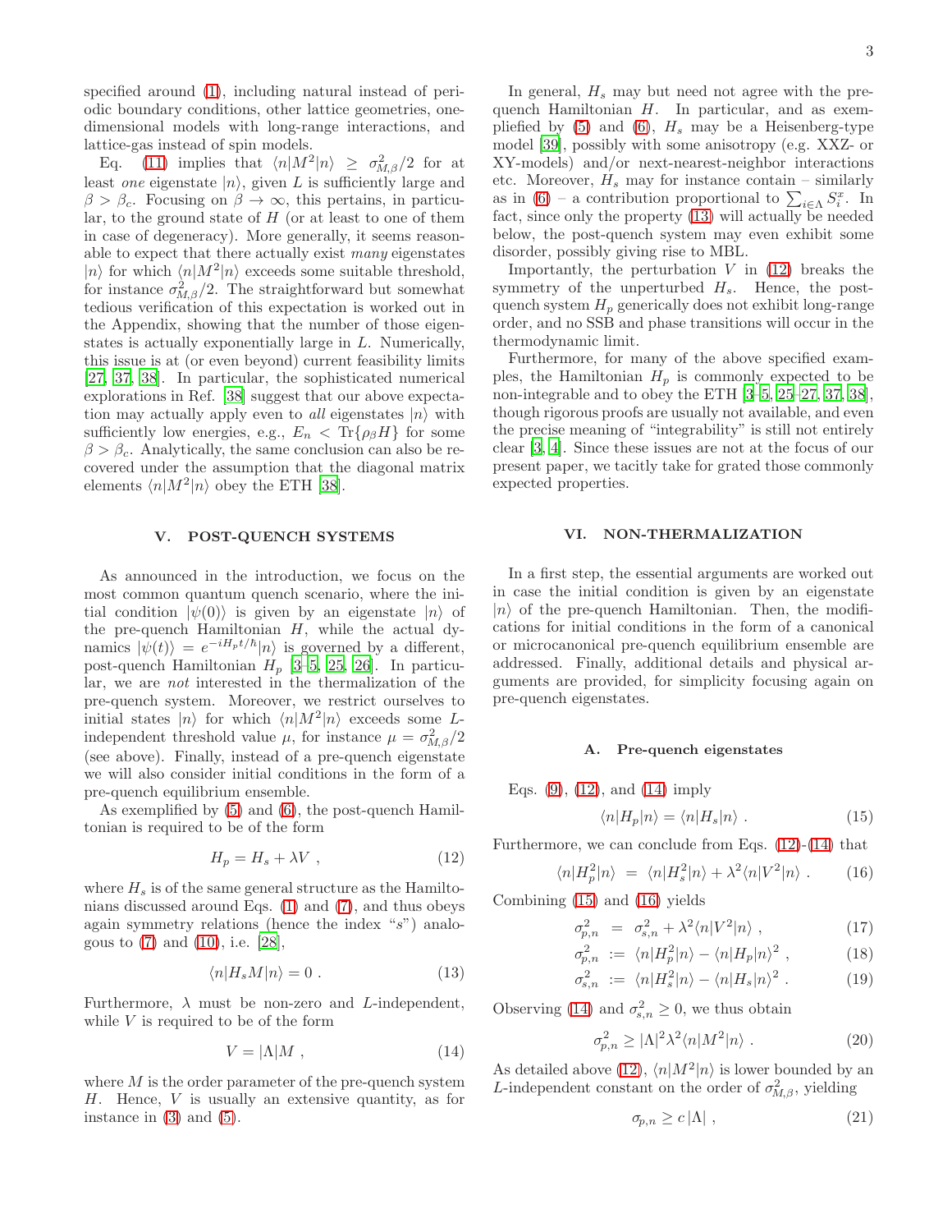specified around (1), including natural instead of periodic boundary conditions, other lattice geometries, one-dimensional models with long-range interactions, and lattice-gas instead of spin models.

Eq. (11) implies that $\langle n|M^2|n\rangle \geq \sigma_{M,\beta}^2/2$ for at least *one* eigenstate $|n\rangle$, given $L$ is sufficiently large and $\beta > \beta_c$. Focusing on $\beta \to \infty$, this pertains, in particular, to the ground state of $H$ (or at least to one of them in case of degeneracy). More generally, it seems reasonable to expect that there actually exist *many* eigenstates $|n\rangle$ for which $\langle n|M^2|n\rangle$ exceeds some suitable threshold, for instance $\sigma_{M,\beta}^2/2$. The straightforward but somewhat tedious verification of this expectation is worked out in the Appendix, showing that the number of those eigenstates is actually exponentially large in $L$. Numerically, this issue is at (or even beyond) current feasibility limits [27, 37, 38]. In particular, the sophisticated numerical explorations in Ref. [38] suggest that our above expectation may actually apply even to *all* eigenstates $|n\rangle$ with sufficiently low energies, e.g., $E_n < \mathrm{Tr}\{\rho_\beta H\}$ for some $\beta > \beta_c$. Analytically, the same conclusion can also be recovered under the assumption that the diagonal matrix elements $\langle n|M^2|n\rangle$ obey the ETH [38].

## V. POST-QUENCH SYSTEMS

As announced in the introduction, we focus on the most common quantum quench scenario, where the initial condition $|\psi(0)\rangle$ is given by an eigenstate $|n\rangle$ of the pre-quench Hamiltonian $H$, while the actual dynamics $|\psi(t)\rangle = e^{-iH_pt/\hbar}|n\rangle$ is governed by a different, post-quench Hamiltonian $H_p$ [3–5, 25, 26]. In particular, we are *not* interested in the thermalization of the pre-quench system. Moreover, we restrict ourselves to initial states $|n\rangle$ for which $\langle n|M^2|n\rangle$ exceeds some $L$-independent threshold value $\mu$, for instance $\mu = \sigma_{M,\beta}^2/2$ (see above). Finally, instead of a pre-quench eigenstate we will also consider initial conditions in the form of a pre-quench equilibrium ensemble.

As exemplified by (5) and (6), the post-quench Hamiltonian is required to be of the form

$$H_p = H_s + \lambda V \ , \tag{12}$$

where $H_s$ is of the same general structure as the Hamiltonians discussed around Eqs. (1) and (7), and thus obeys again symmetry relations (hence the index "$s$") analogous to (7) and (10), i.e. [28],

$$\langle n|H_s M|n\rangle = 0 \ . \tag{13}$$

Furthermore, $\lambda$ must be non-zero and $L$-independent, while $V$ is required to be of the form

$$V = |\Lambda| M \ , \tag{14}$$

where $M$ is the order parameter of the pre-quench system $H$. Hence, $V$ is usually an extensive quantity, as for instance in (3) and (5).

In general, $H_s$ may but need not agree with the pre-quench Hamiltonian $H$. In particular, and as exemplified by (5) and (6), $H_s$ may be a Heisenberg-type model [39], possibly with some anisotropy (e.g. XXZ- or XY-models) and/or next-nearest-neighbor interactions etc. Moreover, $H_s$ may for instance contain – similarly as in (6) – a contribution proportional to $\sum_{i\in\Lambda} S_i^x$. In fact, since only the property (13) will actually be needed below, the post-quench system may even exhibit some disorder, possibly giving rise to MBL.

Importantly, the perturbation $V$ in (12) breaks the symmetry of the unperturbed $H_s$. Hence, the post-quench system $H_p$ generically does not exhibit long-range order, and no SSB and phase transitions will occur in the thermodynamic limit.

Furthermore, for many of the above specified examples, the Hamiltonian $H_p$ is commonly expected to be non-integrable and to obey the ETH [3–5, 25–27, 37, 38], though rigorous proofs are usually not available, and even the precise meaning of "integrability" is still not entirely clear [3, 4]. Since these issues are not at the focus of our present paper, we tacitly take for grated those commonly expected properties.

## VI. NON-THERMALIZATION

In a first step, the essential arguments are worked out in case the initial condition is given by an eigenstate $|n\rangle$ of the pre-quench Hamiltonian. Then, the modifications for initial conditions in the form of a canonical or microcanonical pre-quench equilibrium ensemble are addressed. Finally, additional details and physical arguments are provided, for simplicity focusing again on pre-quench eigenstates.

### A. Pre-quench eigenstates

Eqs. (9), (12), and (14) imply

$$\langle n|H_p|n\rangle = \langle n|H_s|n\rangle \ . \tag{15}$$

Furthermore, we can conclude from Eqs. (12)-(14) that

$$\langle n|H_p^2|n\rangle \ = \ \langle n|H_s^2|n\rangle + \lambda^2\langle n|V^2|n\rangle \ . \tag{16}$$

Combining (15) and (16) yields

$$\sigma_{p,n}^2 \ = \ \sigma_{s,n}^2 + \lambda^2\langle n|V^2|n\rangle \ , \tag{17}$$

$$\sigma_{p,n}^2 \ := \ \langle n|H_p^2|n\rangle - \langle n|H_p|n\rangle^2 \ , \tag{18}$$

$$\sigma_{s,n}^2 \ := \ \langle n|H_s^2|n\rangle - \langle n|H_s|n\rangle^2 \ . \tag{19}$$

Observing (14) and $\sigma_{s,n}^2 \geq 0$, we thus obtain

$$\sigma_{p,n}^2 \geq |\Lambda|^2\lambda^2\langle n|M^2|n\rangle \ . \tag{20}$$

As detailed above (12), $\langle n|M^2|n\rangle$ is lower bounded by an $L$-independent constant on the order of $\sigma_{M,\beta}^2$, yielding

$$\sigma_{p,n} \geq c\,|\Lambda| \ , \tag{21}$$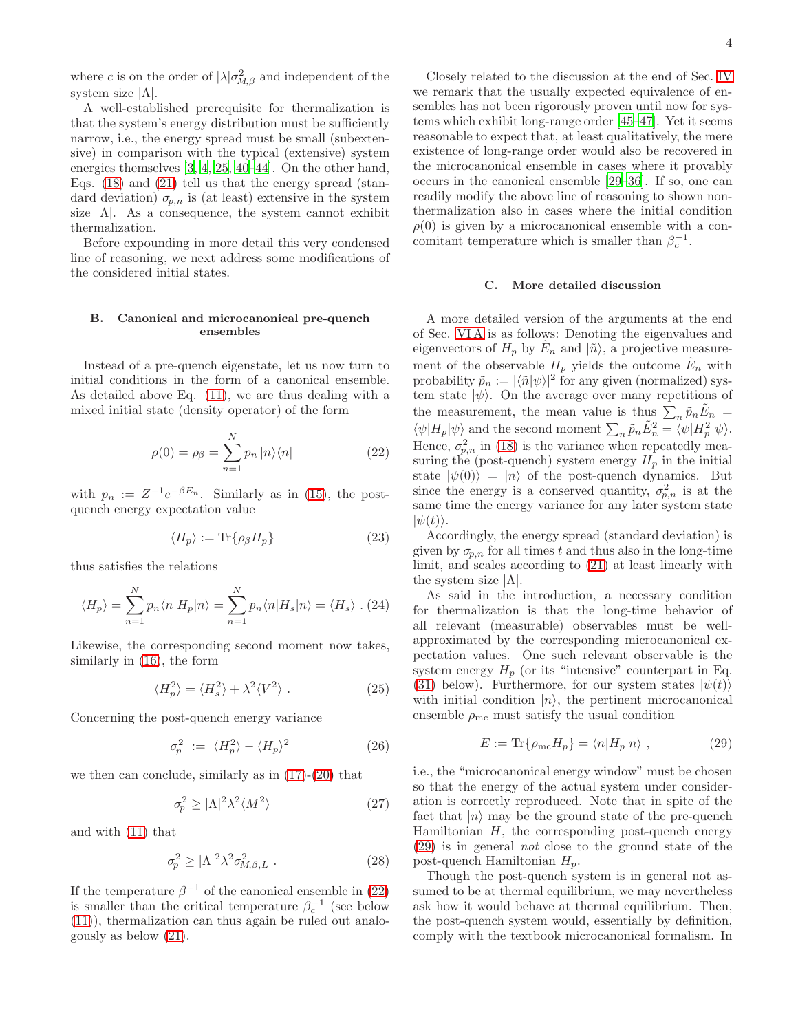where $c$ is on the order of $|\lambda|\sigma^2_{M,\beta}$ and independent of the system size $|\Lambda|$.

A well-established prerequisite for thermalization is that the system's energy distribution must be sufficiently narrow, i.e., the energy spread must be small (subextensive) in comparison with the typical (extensive) system energies themselves [3, 4, 25, 40–44]. On the other hand, Eqs. (18) and (21) tell us that the energy spread (standard deviation) $\sigma_{p,n}$ is (at least) extensive in the system size $|\Lambda|$. As a consequence, the system cannot exhibit thermalization.

Before expounding in more detail this very condensed line of reasoning, we next address some modifications of the considered initial states.

## B. Canonical and microcanonical pre-quench ensembles

Instead of a pre-quench eigenstate, let us now turn to initial conditions in the form of a canonical ensemble. As detailed above Eq. (11), we are thus dealing with a mixed initial state (density operator) of the form

$$\rho(0) = \rho_\beta = \sum_{n=1}^{N} p_n\, |n\rangle\langle n| \tag{22}$$

with $p_n := Z^{-1}e^{-\beta E_n}$. Similarly as in (15), the post-quench energy expectation value

$$\langle H_p\rangle := \mathrm{Tr}\{\rho_\beta H_p\} \tag{23}$$

thus satisfies the relations

$$\langle H_p\rangle = \sum_{n=1}^{N} p_n \langle n|H_p|n\rangle = \sum_{n=1}^{N} p_n \langle n|H_s|n\rangle = \langle H_s\rangle \ . \tag{24}$$

Likewise, the corresponding second moment now takes, similarly in (16), the form

$$\langle H_p^2\rangle = \langle H_s^2\rangle + \lambda^2\langle V^2\rangle \ . \tag{25}$$

Concerning the post-quench energy variance

$$\sigma_p^2 \ := \ \langle H_p^2\rangle - \langle H_p\rangle^2 \tag{26}$$

we then can conclude, similarly as in (17)-(20) that

$$\sigma_p^2 \geq |\Lambda|^2\lambda^2\langle M^2\rangle \tag{27}$$

and with (11) that

$$\sigma_p^2 \geq |\Lambda|^2\lambda^2\sigma^2_{M,\beta,L} \ . \tag{28}$$

If the temperature $\beta^{-1}$ of the canonical ensemble in (22) is smaller than the critical temperature $\beta_c^{-1}$ (see below (11)), thermalization can thus again be ruled out analogously as below (21).

Closely related to the discussion at the end of Sec. IV we remark that the usually expected equivalence of ensembles has not been rigorously proven until now for systems which exhibit long-range order [45–47]. Yet it seems reasonable to expect that, at least qualitatively, the mere existence of long-range order would also be recovered in the microcanonical ensemble in cases where it provably occurs in the canonical ensemble [29–36]. If so, one can readily modify the above line of reasoning to shown non-thermalization also in cases where the initial condition $\rho(0)$ is given by a microcanonical ensemble with a concomitant temperature which is smaller than $\beta_c^{-1}$.

## C. More detailed discussion

A more detailed version of the arguments at the end of Sec. VI A is as follows: Denoting the eigenvalues and eigenvectors of $H_p$ by $\tilde E_n$ and $|\tilde n\rangle$, a projective measurement of the observable $H_p$ yields the outcome $\tilde E_n$ with probability $\tilde p_n := |\langle\tilde n|\psi\rangle|^2$ for any given (normalized) system state $|\psi\rangle$. On the average over many repetitions of the measurement, the mean value is thus $\sum_n \tilde p_n \tilde E_n = \langle\psi|H_p|\psi\rangle$ and the second moment $\sum_n \tilde p_n \tilde E_n^2 = \langle\psi|H_p^2|\psi\rangle$. Hence, $\sigma^2_{p,n}$ in (18) is the variance when repeatedly measuring the (post-quench) system energy $H_p$ in the initial state $|\psi(0)\rangle = |n\rangle$ of the post-quench dynamics. But since the energy is a conserved quantity, $\sigma^2_{p,n}$ is at the same time the energy variance for any later system state $|\psi(t)\rangle$.

Accordingly, the energy spread (standard deviation) is given by $\sigma_{p,n}$ for all times $t$ and thus also in the long-time limit, and scales according to (21) at least linearly with the system size $|\Lambda|$.

As said in the introduction, a necessary condition for thermalization is that the long-time behavior of all relevant (measurable) observables must be well-approximated by the corresponding microcanonical expectation values. One such relevant observable is the system energy $H_p$ (or its "intensive" counterpart in Eq. (31) below). Furthermore, for our system states $|\psi(t)\rangle$ with initial condition $|n\rangle$, the pertinent microcanonical ensemble $\rho_{\mathrm{mc}}$ must satisfy the usual condition

$$E := \mathrm{Tr}\{\rho_{\mathrm{mc}} H_p\} = \langle n|H_p|n\rangle \ , \tag{29}$$

i.e., the "microcanonical energy window" must be chosen so that the energy of the actual system under consideration is correctly reproduced. Note that in spite of the fact that $|n\rangle$ may be the ground state of the pre-quench Hamiltonian $H$, the corresponding post-quench energy (29) is in general *not* close to the ground state of the post-quench Hamiltonian $H_p$.

Though the post-quench system is in general not assumed to be at thermal equilibrium, we may nevertheless ask how it would behave at thermal equilibrium. Then, the post-quench system would, essentially by definition, comply with the textbook microcanonical formalism. In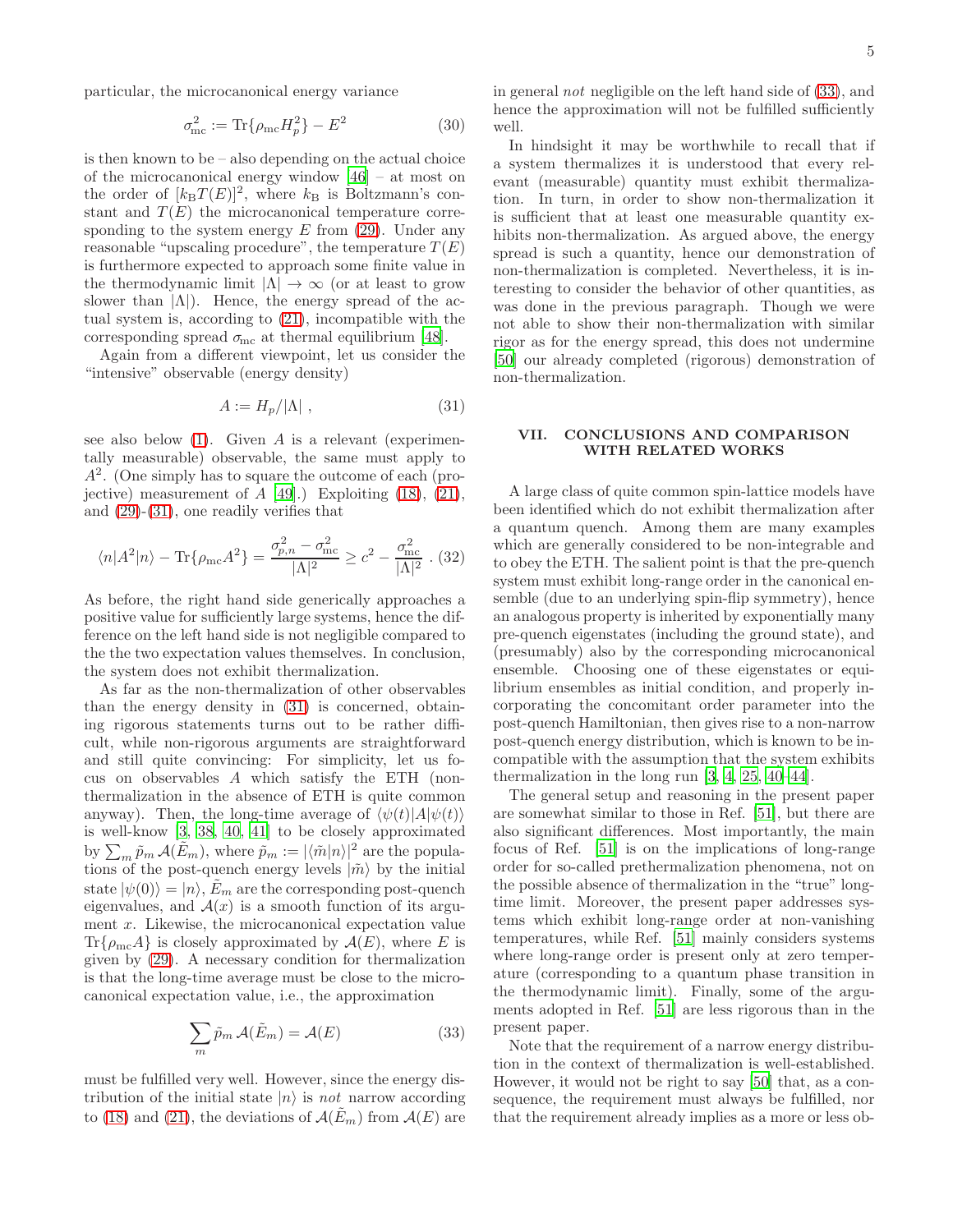particular, the microcanonical energy variance

$$\sigma_{\rm mc}^2 := {\rm Tr}\{\rho_{\rm mc} H_p^2\} - E^2 \tag{30}$$

is then known to be – also depending on the actual choice of the microcanonical energy window [46] – at most on the order of $[k_{\rm B}T(E)]^2$, where $k_{\rm B}$ is Boltzmann's constant and $T(E)$ the microcanonical temperature corresponding to the system energy $E$ from (29). Under any reasonable "upscaling procedure", the temperature $T(E)$ is furthermore expected to approach some finite value in the thermodynamic limit $|\Lambda| \to \infty$ (or at least to grow slower than $|\Lambda|$). Hence, the energy spread of the actual system is, according to (21), incompatible with the corresponding spread $\sigma_{\rm mc}$ at thermal equilibrium [48].

Again from a different viewpoint, let us consider the "intensive" observable (energy density)

$$A := H_p/|\Lambda| \ , \tag{31}$$

see also below (1). Given $A$ is a relevant (experimentally measurable) observable, the same must apply to $A^2$. (One simply has to square the outcome of each (projective) measurement of $A$ [49].) Exploiting (18), (21), and (29)-(31), one readily verifies that

$$\langle n|A^2|n\rangle - {\rm Tr}\{\rho_{\rm mc}A^2\} = \frac{\sigma_{p,n}^2 - \sigma_{\rm mc}^2}{|\Lambda|^2} \geq c^2 - \frac{\sigma_{\rm mc}^2}{|\Lambda|^2} \ . \tag{32}$$

As before, the right hand side generically approaches a positive value for sufficiently large systems, hence the difference on the left hand side is not negligible compared to the the two expectation values themselves. In conclusion, the system does not exhibit thermalization.

As far as the non-thermalization of other observables than the energy density in (31) is concerned, obtaining rigorous statements turns out to be rather difficult, while non-rigorous arguments are straightforward and still quite convincing: For simplicity, let us focus on observables $A$ which satisfy the ETH (non-thermalization in the absence of ETH is quite common anyway). Then, the long-time average of $\langle\psi(t)|A|\psi(t)\rangle$ is well-know [3, 38, 40, 41] to be closely approximated by $\sum_m \tilde{p}_m\, \mathcal{A}(\tilde{E}_m)$, where $\tilde{p}_m := |\langle\tilde{m}|n\rangle|^2$ are the populations of the post-quench energy levels $|\tilde{m}\rangle$ by the initial state $|\psi(0)\rangle = |n\rangle$, $\tilde{E}_m$ are the corresponding post-quench eigenvalues, and $\mathcal{A}(x)$ is a smooth function of its argument $x$. Likewise, the microcanonical expectation value ${\rm Tr}\{\rho_{\rm mc}A\}$ is closely approximated by $\mathcal{A}(E)$, where $E$ is given by (29). A necessary condition for thermalization is that the long-time average must be close to the microcanonical expectation value, i.e., the approximation

$$\sum_m \tilde{p}_m\, \mathcal{A}(\tilde{E}_m) = \mathcal{A}(E) \tag{33}$$

must be fulfilled very well. However, since the energy distribution of the initial state $|n\rangle$ is *not* narrow according to (18) and (21), the deviations of $\mathcal{A}(\tilde{E}_m)$ from $\mathcal{A}(E)$ are in general *not* negligible on the left hand side of (33), and hence the approximation will not be fulfilled sufficiently well.

In hindsight it may be worthwhile to recall that if a system thermalizes it is understood that every relevant (measurable) quantity must exhibit thermalization. In turn, in order to show non-thermalization it is sufficient that at least one measurable quantity exhibits non-thermalization. As argued above, the energy spread is such a quantity, hence our demonstration of non-thermalization is completed. Nevertheless, it is interesting to consider the behavior of other quantities, as was done in the previous paragraph. Though we were not able to show their non-thermalization with similar rigor as for the energy spread, this does not undermine [50] our already completed (rigorous) demonstration of non-thermalization.

## VII. CONCLUSIONS AND COMPARISON WITH RELATED WORKS

A large class of quite common spin-lattice models have been identified which do not exhibit thermalization after a quantum quench. Among them are many examples which are generally considered to be non-integrable and to obey the ETH. The salient point is that the pre-quench system must exhibit long-range order in the canonical ensemble (due to an underlying spin-flip symmetry), hence an analogous property is inherited by exponentially many pre-quench eigenstates (including the ground state), and (presumably) also by the corresponding microcanonical ensemble. Choosing one of these eigenstates or equilibrium ensembles as initial condition, and properly incorporating the concomitant order parameter into the post-quench Hamiltonian, then gives rise to a non-narrow post-quench energy distribution, which is known to be incompatible with the assumption that the system exhibits thermalization in the long run [3, 4, 25, 40–44].

The general setup and reasoning in the present paper are somewhat similar to those in Ref. [51], but there are also significant differences. Most importantly, the main focus of Ref. [51] is on the implications of long-range order for so-called prethermalization phenomena, not on the possible absence of thermalization in the "true" long-time limit. Moreover, the present paper addresses systems which exhibit long-range order at non-vanishing temperatures, while Ref. [51] mainly considers systems where long-range order is present only at zero temperature (corresponding to a quantum phase transition in the thermodynamic limit). Finally, some of the arguments adopted in Ref. [51] are less rigorous than in the present paper.

Note that the requirement of a narrow energy distribution in the context of thermalization is well-established. However, it would not be right to say [50] that, as a consequence, the requirement must always be fulfilled, nor that the requirement already implies as a more or less ob-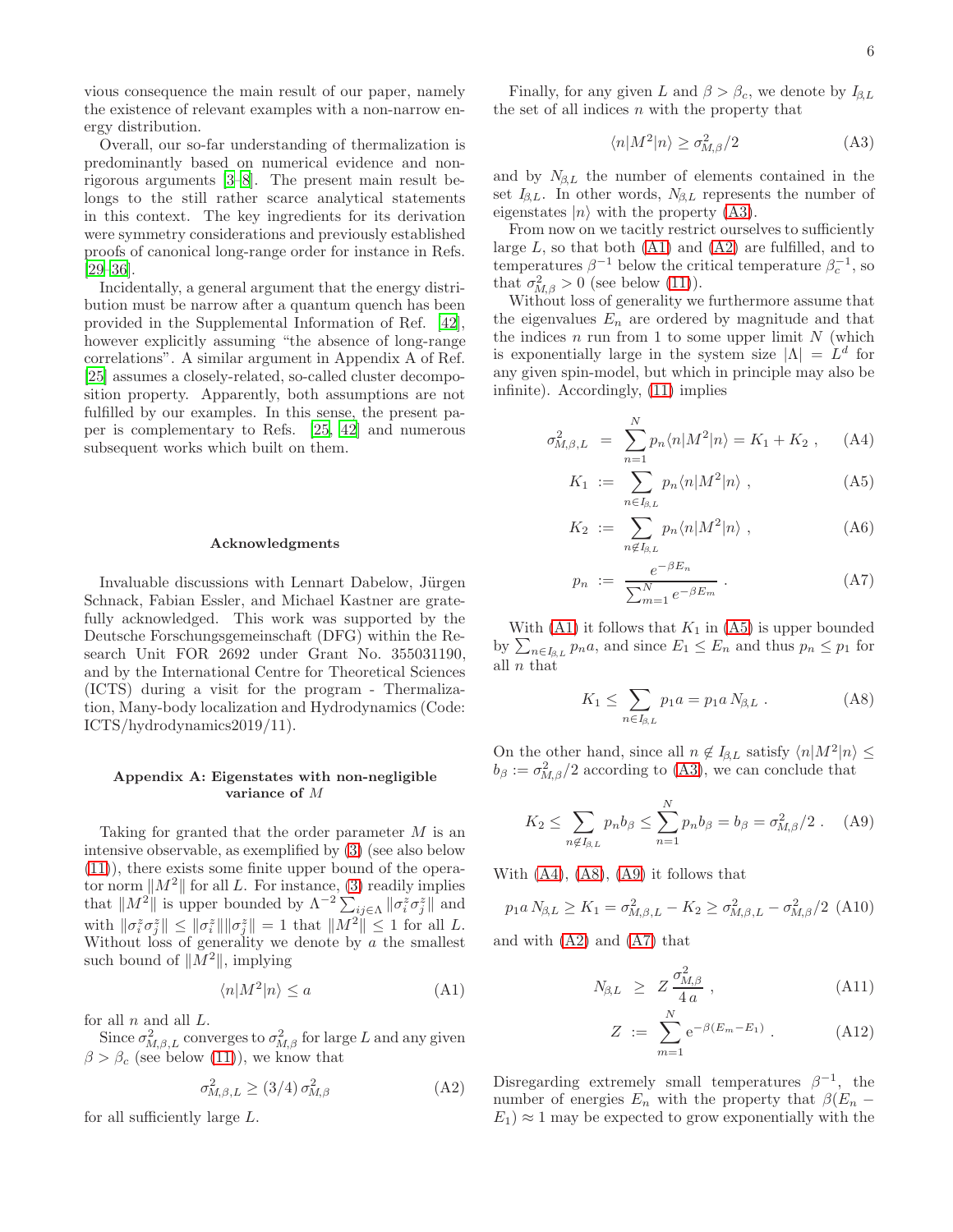vious consequence the main result of our paper, namely the existence of relevant examples with a non-narrow energy distribution.

Overall, our so-far understanding of thermalization is predominantly based on numerical evidence and non-rigorous arguments [3–8]. The present main result belongs to the still rather scarce analytical statements in this context. The key ingredients for its derivation were symmetry considerations and previously established proofs of canonical long-range order for instance in Refs. [29–36].

Incidentally, a general argument that the energy distribution must be narrow after a quantum quench has been provided in the Supplemental Information of Ref. [42], however explicitly assuming "the absence of long-range correlations". A similar argument in Appendix A of Ref. [25] assumes a closely-related, so-called cluster decomposition property. Apparently, both assumptions are not fulfilled by our examples. In this sense, the present paper is complementary to Refs. [25, 42] and numerous subsequent works which built on them.

### Acknowledgments

Invaluable discussions with Lennart Dabelow, Jürgen Schnack, Fabian Essler, and Michael Kastner are gratefully acknowledged. This work was supported by the Deutsche Forschungsgemeinschaft (DFG) within the Research Unit FOR 2692 under Grant No. 355031190, and by the International Centre for Theoretical Sciences (ICTS) during a visit for the program - Thermalization, Many-body localization and Hydrodynamics (Code: ICTS/hydrodynamics2019/11).

### Appendix A: Eigenstates with non-negligible variance of $M$

Taking for granted that the order parameter $M$ is an intensive observable, as exemplified by (3) (see also below (11)), there exists some finite upper bound of the operator norm $\|M^2\|$ for all $L$. For instance, (3) readily implies that $\|M^2\|$ is upper bounded by $\Lambda^{-2}\sum_{ij\in\Lambda}\|\sigma_i^z\sigma_j^z\|$ and with $\|\sigma_i^z\sigma_j^z\|\leq\|\sigma_i^z\|\|\sigma_j^z\|=1$ that $\|M^2\|\leq 1$ for all $L$. Without loss of generality we denote by $a$ the smallest such bound of $\|M^2\|$, implying

$$\langle n|M^2|n\rangle \leq a \tag{A1}$$

for all $n$ and all $L$.

Since $\sigma^2_{M,\beta,L}$ converges to $\sigma^2_{M,\beta}$ for large $L$ and any given $\beta>\beta_c$ (see below (11)), we know that

$$\sigma^2_{M,\beta,L}\geq (3/4)\,\sigma^2_{M,\beta} \tag{A2}$$

for all sufficiently large $L$.

Finally, for any given $L$ and $\beta>\beta_c$, we denote by $I_{\beta,L}$ the set of all indices $n$ with the property that

$$\langle n|M^2|n\rangle \geq \sigma^2_{M,\beta}/2 \tag{A3}$$

and by $N_{\beta,L}$ the number of elements contained in the set $I_{\beta,L}$. In other words, $N_{\beta,L}$ represents the number of eigenstates $|n\rangle$ with the property (A3).

From now on we tacitly restrict ourselves to sufficiently large $L$, so that both (A1) and (A2) are fulfilled, and to temperatures $\beta^{-1}$ below the critical temperature $\beta_c^{-1}$, so that $\sigma^2_{M,\beta}>0$ (see below (11)).

Without loss of generality we furthermore assume that the eigenvalues $E_n$ are ordered by magnitude and that the indices $n$ run from 1 to some upper limit $N$ (which is exponentially large in the system size $|\Lambda|=L^d$ for any given spin-model, but which in principle may also be infinite). Accordingly, (11) implies

$$\sigma^2_{M,\beta,L} = \sum_{n=1}^N p_n\langle n|M^2|n\rangle = K_1+K_2\ , \tag{A4}$$

$$K_1 := \sum_{n\in I_{\beta,L}} p_n\langle n|M^2|n\rangle\ , \tag{A5}$$

$$K_2 := \sum_{n\notin I_{\beta,L}} p_n\langle n|M^2|n\rangle\ , \tag{A6}$$

$$p_n := \frac{e^{-\beta E_n}}{\sum_{m=1}^N e^{-\beta E_m}}\ . \tag{A7}$$

With (A1) it follows that $K_1$ in (A5) is upper bounded by $\sum_{n\in I_{\beta,L}} p_n a$, and since $E_1\leq E_n$ and thus $p_n\leq p_1$ for all $n$ that

$$K_1\leq \sum_{n\in I_{\beta,L}} p_1 a = p_1 a\, N_{\beta,L}\ . \tag{A8}$$

On the other hand, since all $n\notin I_{\beta,L}$ satisfy $\langle n|M^2|n\rangle\leq b_\beta:=\sigma^2_{M,\beta}/2$ according to (A3), we can conclude that

$$K_2\leq \sum_{n\notin I_{\beta,L}} p_n b_\beta \leq \sum_{n=1}^N p_n b_\beta = b_\beta = \sigma^2_{M,\beta}/2\ . \tag{A9}$$

With (A4), (A8), (A9) it follows that

$$p_1 a\, N_{\beta,L}\geq K_1 = \sigma^2_{M,\beta,L}-K_2\geq \sigma^2_{M,\beta,L}-\sigma^2_{M,\beta}/2 \tag{A10}$$

and with (A2) and (A7) that

$$N_{\beta,L} \geq Z\,\frac{\sigma^2_{M,\beta}}{4\,a}\ , \tag{A11}$$

$$Z := \sum_{m=1}^N e^{-\beta(E_m-E_1)}\ . \tag{A12}$$

Disregarding extremely small temperatures $\beta^{-1}$, the number of energies $E_n$ with the property that $\beta(E_n-E_1)\approx 1$ may be expected to grow exponentially with the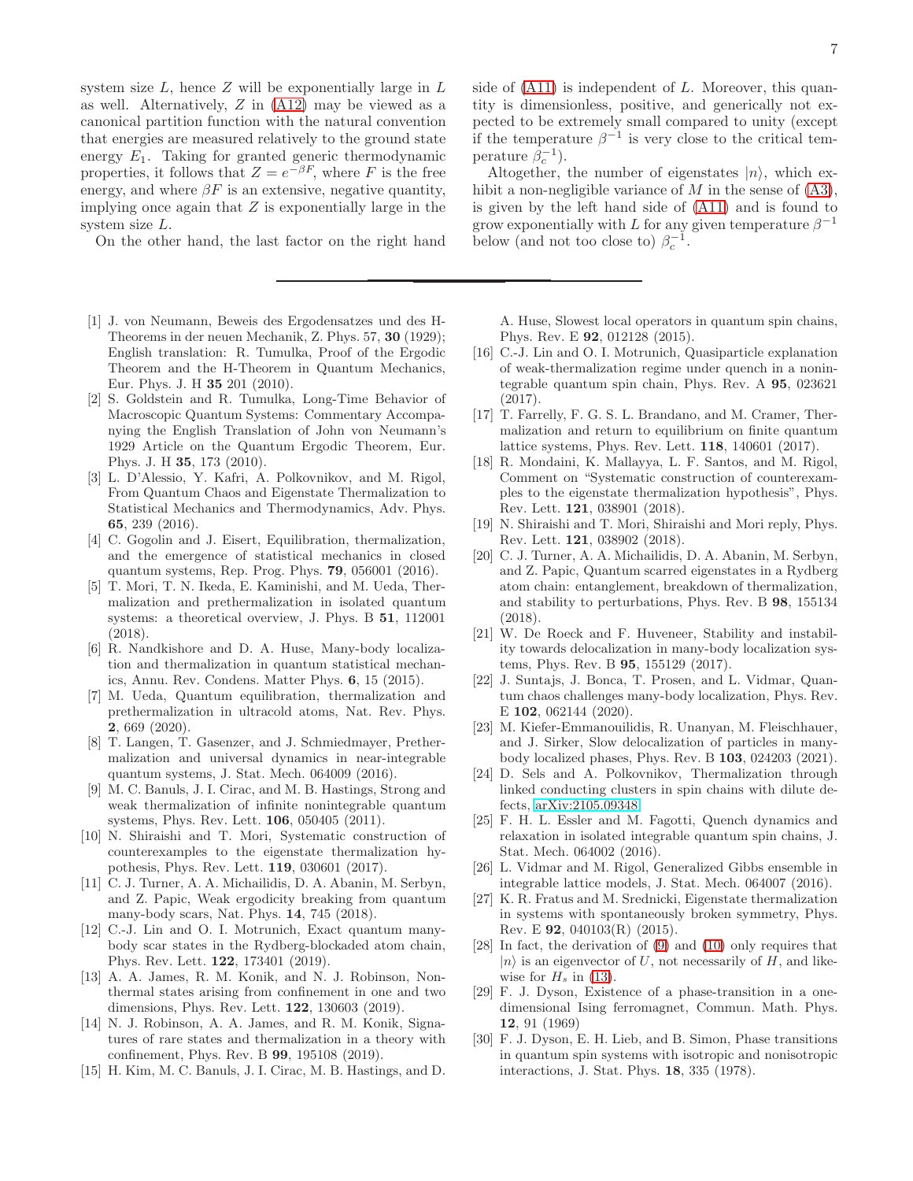system size $L$, hence $Z$ will be exponentially large in $L$ as well. Alternatively, $Z$ in (A12) may be viewed as a canonical partition function with the natural convention that energies are measured relatively to the ground state energy $E_1$. Taking for granted generic thermodynamic properties, it follows that $Z = e^{-\beta F}$, where $F$ is the free energy, and where $\beta F$ is an extensive, negative quantity, implying once again that $Z$ is exponentially large in the system size $L$.

On the other hand, the last factor on the right hand side of (A11) is independent of $L$. Moreover, this quantity is dimensionless, positive, and generically not expected to be extremely small compared to unity (except if the temperature $\beta^{-1}$ is very close to the critical temperature $\beta_c^{-1}$).

Altogether, the number of eigenstates $|n\rangle$, which exhibit a non-negligible variance of $M$ in the sense of (A3), is given by the left hand side of (A11) and is found to grow exponentially with $L$ for any given temperature $\beta^{-1}$ below (and not too close to) $\beta_c^{-1}$.

---

[1] J. von Neumann, Beweis des Ergodensatzes und des H-Theorems in der neuen Mechanik, Z. Phys. 57, **30** (1929); English translation: R. Tumulka, Proof of the Ergodic Theorem and the H-Theorem in Quantum Mechanics, Eur. Phys. J. H **35** 201 (2010).

[2] S. Goldstein and R. Tumulka, Long-Time Behavior of Macroscopic Quantum Systems: Commentary Accompanying the English Translation of John von Neumann's 1929 Article on the Quantum Ergodic Theorem, Eur. Phys. J. H **35**, 173 (2010).

[3] L. D'Alessio, Y. Kafri, A. Polkovnikov, and M. Rigol, From Quantum Chaos and Eigenstate Thermalization to Statistical Mechanics and Thermodynamics, Adv. Phys. **65**, 239 (2016).

[4] C. Gogolin and J. Eisert, Equilibration, thermalization, and the emergence of statistical mechanics in closed quantum systems, Rep. Prog. Phys. **79**, 056001 (2016).

[5] T. Mori, T. N. Ikeda, E. Kaminishi, and M. Ueda, Thermalization and prethermalization in isolated quantum systems: a theoretical overview, J. Phys. B **51**, 112001 (2018).

[6] R. Nandkishore and D. A. Huse, Many-body localization and thermalization in quantum statistical mechanics, Annu. Rev. Condens. Matter Phys. **6**, 15 (2015).

[7] M. Ueda, Quantum equilibration, thermalization and prethermalization in ultracold atoms, Nat. Rev. Phys. **2**, 669 (2020).

[8] T. Langen, T. Gasenzer, and J. Schmiedmayer, Prethermalization and universal dynamics in near-integrable quantum systems, J. Stat. Mech. 064009 (2016).

[9] M. C. Banuls, J. I. Cirac, and M. B. Hastings, Strong and weak thermalization of infinite nonintegrable quantum systems, Phys. Rev. Lett. **106**, 050405 (2011).

[10] N. Shiraishi and T. Mori, Systematic construction of counterexamples to the eigenstate thermalization hypothesis, Phys. Rev. Lett. **119**, 030601 (2017).

[11] C. J. Turner, A. A. Michailidis, D. A. Abanin, M. Serbyn, and Z. Papic, Weak ergodicity breaking from quantum many-body scars, Nat. Phys. **14**, 745 (2018).

[12] C.-J. Lin and O. I. Motrunich, Exact quantum many-body scar states in the Rydberg-blockaded atom chain, Phys. Rev. Lett. **122**, 173401 (2019).

[13] A. A. James, R. M. Konik, and N. J. Robinson, Nonthermal states arising from confinement in one and two dimensions, Phys. Rev. Lett. **122**, 130603 (2019).

[14] N. J. Robinson, A. A. James, and R. M. Konik, Signatures of rare states and thermalization in a theory with confinement, Phys. Rev. B **99**, 195108 (2019).

[15] H. Kim, M. C. Banuls, J. I. Cirac, M. B. Hastings, and D. A. Huse, Slowest local operators in quantum spin chains, Phys. Rev. E **92**, 012128 (2015).

[16] C.-J. Lin and O. I. Motrunich, Quasiparticle explanation of weak-thermalization regime under quench in a nonintegrable quantum spin chain, Phys. Rev. A **95**, 023621 (2017).

[17] T. Farrelly, F. G. S. L. Brandano, and M. Cramer, Thermalization and return to equilibrium on finite quantum lattice systems, Phys. Rev. Lett. **118**, 140601 (2017).

[18] R. Mondaini, K. Mallayya, L. F. Santos, and M. Rigol, Comment on "Systematic construction of counterexamples to the eigenstate thermalization hypothesis", Phys. Rev. Lett. **121**, 038901 (2018).

[19] N. Shiraishi and T. Mori, Shiraishi and Mori reply, Phys. Rev. Lett. **121**, 038902 (2018).

[20] C. J. Turner, A. A. Michailidis, D. A. Abanin, M. Serbyn, and Z. Papic, Quantum scarred eigenstates in a Rydberg atom chain: entanglement, breakdown of thermalization, and stability to perturbations, Phys. Rev. B **98**, 155134 (2018).

[21] W. De Roeck and F. Huveneer, Stability and instability towards delocalization in many-body localization systems, Phys. Rev. B **95**, 155129 (2017).

[22] J. Suntajs, J. Bonca, T. Prosen, and L. Vidmar, Quantum chaos challenges many-body localization, Phys. Rev. E **102**, 062144 (2020).

[23] M. Kiefer-Emmanouilidis, R. Unanyan, M. Fleischhauer, and J. Sirker, Slow delocalization of particles in many-body localized phases, Phys. Rev. B **103**, 024203 (2021).

[24] D. Sels and A. Polkovnikov, Thermalization through linked conducting clusters in spin chains with dilute defects, arXiv:2105.09348.

[25] F. H. L. Essler and M. Fagotti, Quench dynamics and relaxation in isolated integrable quantum spin chains, J. Stat. Mech. 064002 (2016).

[26] L. Vidmar and M. Rigol, Generalized Gibbs ensemble in integrable lattice models, J. Stat. Mech. 064007 (2016).

[27] K. R. Fratus and M. Srednicki, Eigenstate thermalization in systems with spontaneously broken symmetry, Phys. Rev. E **92**, 040103(R) (2015).

[28] In fact, the derivation of (9) and (10) only requires that $|n\rangle$ is an eigenvector of $U$, not necessarily of $H$, and likewise for $H_s$ in (13).

[29] F. J. Dyson, Existence of a phase-transition in a one-dimensional Ising ferromagnet, Commun. Math. Phys. **12**, 91 (1969)

[30] F. J. Dyson, E. H. Lieb, and B. Simon, Phase transitions in quantum spin systems with isotropic and nonisotropic interactions, J. Stat. Phys. **18**, 335 (1978).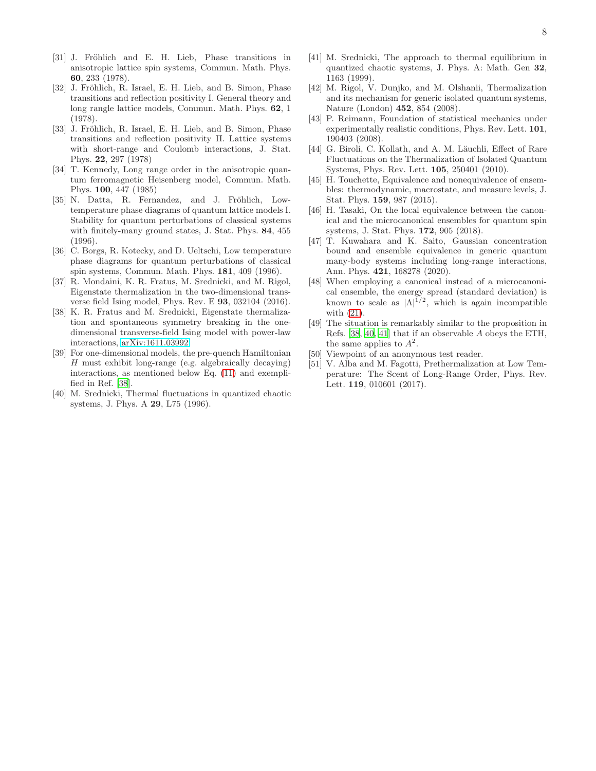[31] J. Fröhlich and E. H. Lieb, Phase transitions in anisotropic lattice spin systems, Commun. Math. Phys. **60**, 233 (1978).

[32] J. Fröhlich, R. Israel, E. H. Lieb, and B. Simon, Phase transitions and reflection positivity I. General theory and long rangle lattice models, Commun. Math. Phys. **62**, 1 (1978).

[33] J. Fröhlich, R. Israel, E. H. Lieb, and B. Simon, Phase transitions and reflection positivity II. Lattice systems with short-range and Coulomb interactions, J. Stat. Phys. **22**, 297 (1978)

[34] T. Kennedy, Long range order in the anisotropic quantum ferromagnetic Heisenberg model, Commun. Math. Phys. **100**, 447 (1985)

[35] N. Datta, R. Fernandez, and J. Fröhlich, Low-temperature phase diagrams of quantum lattice models I. Stability for quantum perturbations of classical systems with finitely-many ground states, J. Stat. Phys. **84**, 455 (1996).

[36] C. Borgs, R. Kotecky, and D. Ueltschi, Low temperature phase diagrams for quantum perturbations of classical spin systems, Commun. Math. Phys. **181**, 409 (1996).

[37] R. Mondaini, K. R. Fratus, M. Srednicki, and M. Rigol, Eigenstate thermalization in the two-dimensional transverse field Ising model, Phys. Rev. E **93**, 032104 (2016).

[38] K. R. Fratus and M. Srednicki, Eigenstate thermalization and spontaneous symmetry breaking in the one-dimensional transverse-field Ising model with power-law interactions, arXiv:1611.03992.

[39] For one-dimensional models, the pre-quench Hamiltonian $H$ must exhibit long-range (e.g. algebraically decaying) interactions, as mentioned below Eq. (11) and exemplified in Ref. [38].

[40] M. Srednicki, Thermal fluctuations in quantized chaotic systems, J. Phys. A **29**, L75 (1996).

[41] M. Srednicki, The approach to thermal equilibrium in quantized chaotic systems, J. Phys. A: Math. Gen **32**, 1163 (1999).

[42] M. Rigol, V. Dunjko, and M. Olshanii, Thermalization and its mechanism for generic isolated quantum systems, Nature (London) **452**, 854 (2008).

[43] P. Reimann, Foundation of statistical mechanics under experimentally realistic conditions, Phys. Rev. Lett. **101**, 190403 (2008).

[44] G. Biroli, C. Kollath, and A. M. Läuchli, Effect of Rare Fluctuations on the Thermalization of Isolated Quantum Systems, Phys. Rev. Lett. **105**, 250401 (2010).

[45] H. Touchette, Equivalence and nonequivalence of ensembles: thermodynamic, macrostate, and measure levels, J. Stat. Phys. **159**, 987 (2015).

[46] H. Tasaki, On the local equivalence between the canonical and the microcanonical ensembles for quantum spin systems, J. Stat. Phys. **172**, 905 (2018).

[47] T. Kuwahara and K. Saito, Gaussian concentration bound and ensemble equivalence in generic quantum many-body systems including long-range interactions, Ann. Phys. **421**, 168278 (2020).

[48] When employing a canonical instead of a microcanonical ensemble, the energy spread (standard deviation) is known to scale as $|\Lambda|^{1/2}$, which is again incompatible with (21).

[49] The situation is remarkably similar to the proposition in Refs. [38, 40, 41] that if an observable $A$ obeys the ETH, the same applies to $A^2$.

[50] Viewpoint of an anonymous test reader.

[51] V. Alba and M. Fagotti, Prethermalization at Low Temperature: The Scent of Long-Range Order, Phys. Rev. Lett. **119**, 010601 (2017).